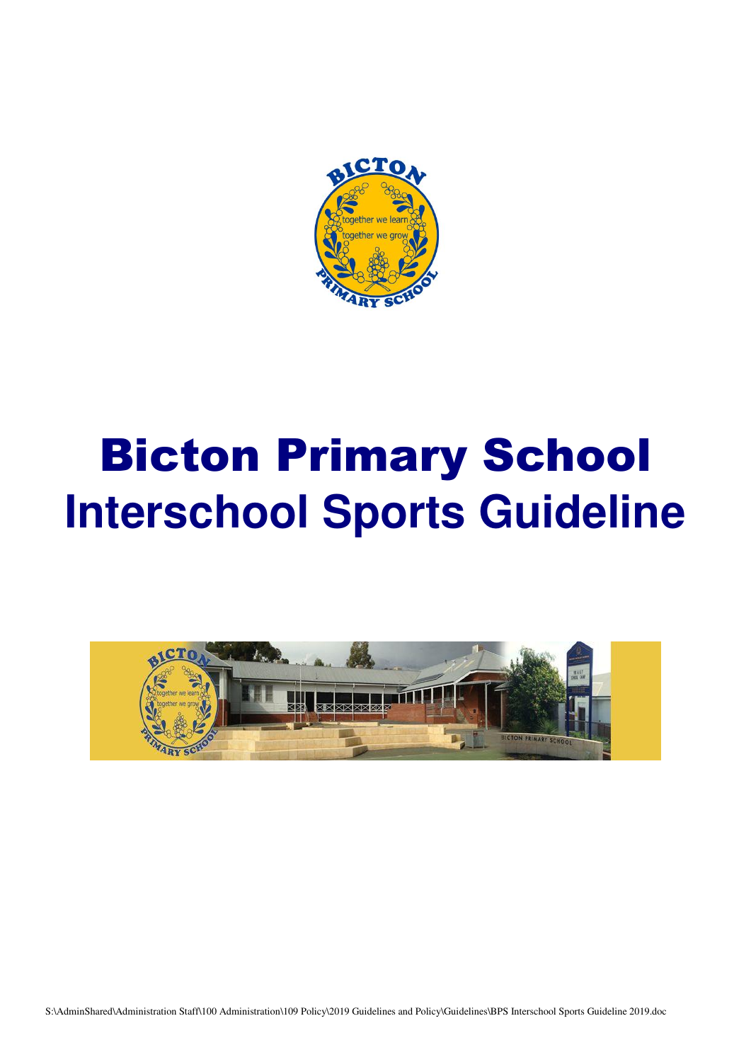# Bicton Primary School

## Interschool Sports Guideline

S:\AdminShared\Administration Staff\100 Administration\109 Policy\2019 Guidelines and Policy\Guidelines\BPS Interschool Sports Guideline 2019.doc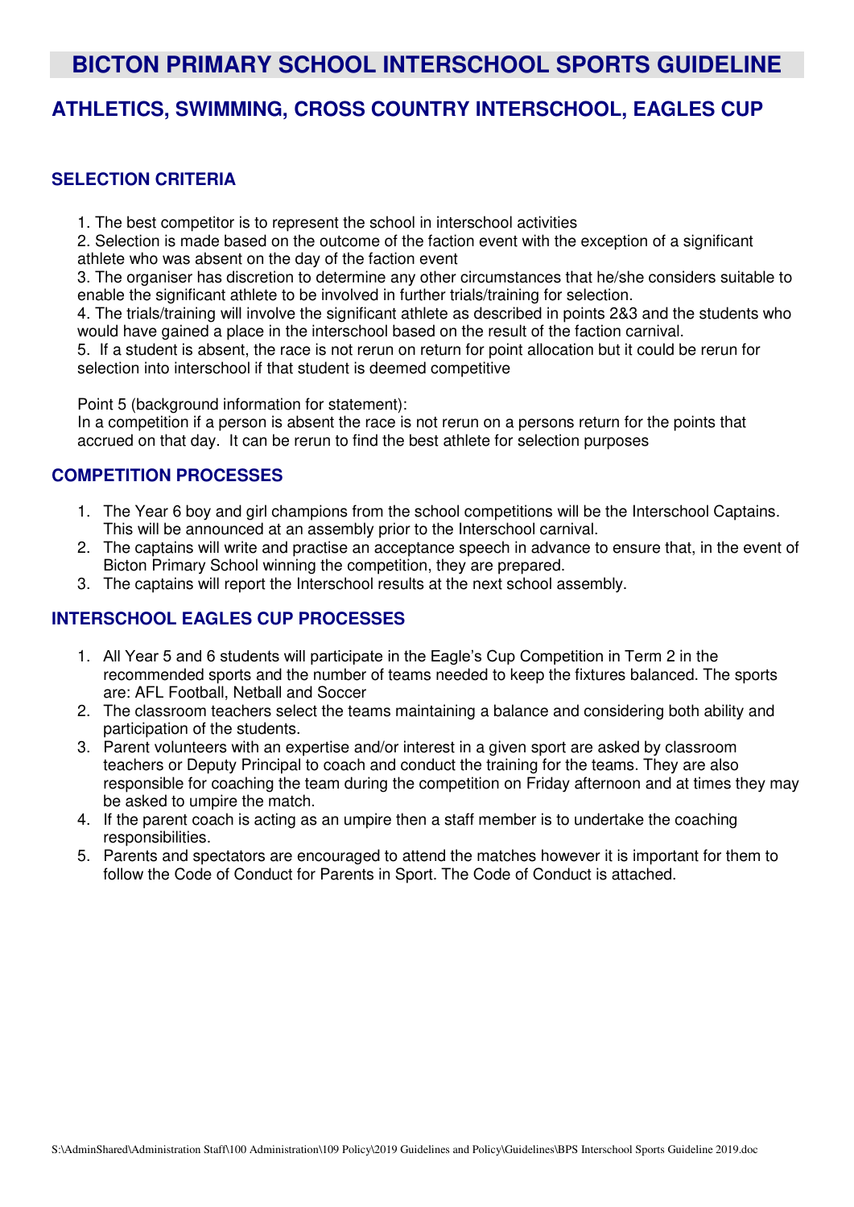# BICTON PRIMARY SCHOOL INTERSCHOOL SPORTS GUIDELINE

## ATHLETICS, SWIMMING, CROSS COUNTRY INTERSCHOOL, EAGLES CUP

### SELECTION CRITERIA

1. The best competitor is to represent the school in interschool activities
2. Selection is made based on the outcome of the faction event with the exception of a significant athlete who was absent on the day of the faction event
3. The organiser has discretion to determine any other circumstances that he/she considers suitable to enable the significant athlete to be involved in further trials/training for selection.
4. The trials/training will involve the significant athlete as described in points 2&3 and the students who would have gained a place in the interschool based on the result of the faction carnival.
5. If a student is absent, the race is not rerun on return for point allocation but it could be rerun for selection into interschool if that student is deemed competitive

Point 5 (background information for statement):
In a competition if a person is absent the race is not rerun on a persons return for the points that accrued on that day. It can be rerun to find the best athlete for selection purposes

### COMPETITION PROCESSES

1. The Year 6 boy and girl champions from the school competitions will be the Interschool Captains. This will be announced at an assembly prior to the Interschool carnival.
2. The captains will write and practise an acceptance speech in advance to ensure that, in the event of Bicton Primary School winning the competition, they are prepared.
3. The captains will report the Interschool results at the next school assembly.

### INTERSCHOOL EAGLES CUP PROCESSES

1. All Year 5 and 6 students will participate in the Eagle's Cup Competition in Term 2 in the recommended sports and the number of teams needed to keep the fixtures balanced. The sports are: AFL Football, Netball and Soccer
2. The classroom teachers select the teams maintaining a balance and considering both ability and participation of the students.
3. Parent volunteers with an expertise and/or interest in a given sport are asked by classroom teachers or Deputy Principal to coach and conduct the training for the teams. They are also responsible for coaching the team during the competition on Friday afternoon and at times they may be asked to umpire the match.
4. If the parent coach is acting as an umpire then a staff member is to undertake the coaching responsibilities.
5. Parents and spectators are encouraged to attend the matches however it is important for them to follow the Code of Conduct for Parents in Sport. The Code of Conduct is attached.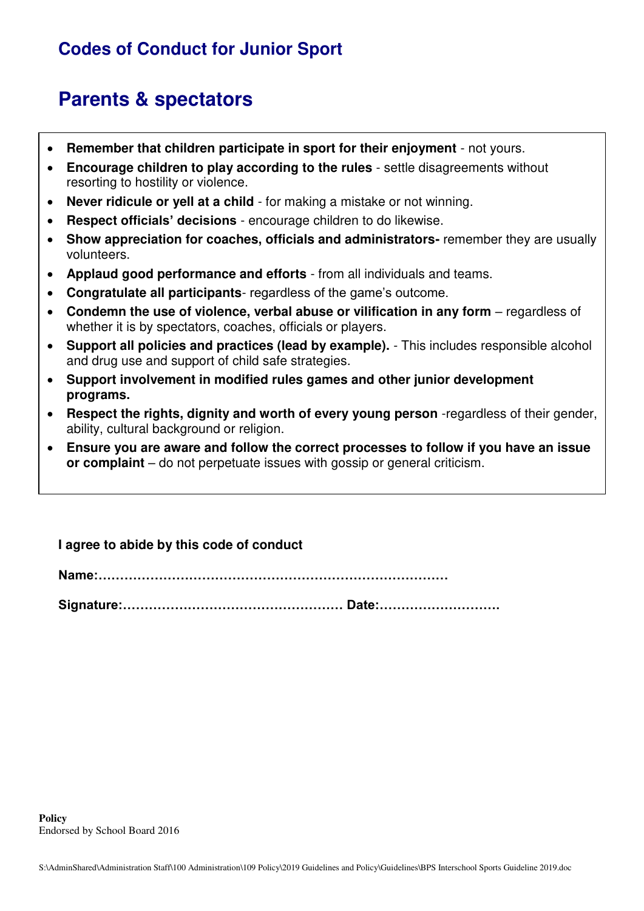## Codes of Conduct for Junior Sport

# Parents & spectators

- **Remember that children participate in sport for their enjoyment** - not yours.
- **Encourage children to play according to the rules** - settle disagreements without resorting to hostility or violence.
- **Never ridicule or yell at a child** - for making a mistake or not winning.
- **Respect officials' decisions** - encourage children to do likewise.
- **Show appreciation for coaches, officials and administrators-** remember they are usually volunteers.
- **Applaud good performance and efforts** - from all individuals and teams.
- **Congratulate all participants**- regardless of the game's outcome.
- **Condemn the use of violence, verbal abuse or vilification in any form** – regardless of whether it is by spectators, coaches, officials or players.
- **Support all policies and practices (lead by example).** - This includes responsible alcohol and drug use and support of child safe strategies.
- **Support involvement in modified rules games and other junior development programs.**
- **Respect the rights, dignity and worth of every young person** -regardless of their gender, ability, cultural background or religion.
- **Ensure you are aware and follow the correct processes to follow if you have an issue or complaint** – do not perpetuate issues with gossip or general criticism.

**I agree to abide by this code of conduct**

**Name:………………………………………………………………………**

**Signature:…………………………………………… Date:………………………**

**Policy**
Endorsed by School Board 2016

S:\AdminShared\Administration Staff\100 Administration\109 Policy\2019 Guidelines and Policy\Guidelines\BPS Interschool Sports Guideline 2019.doc